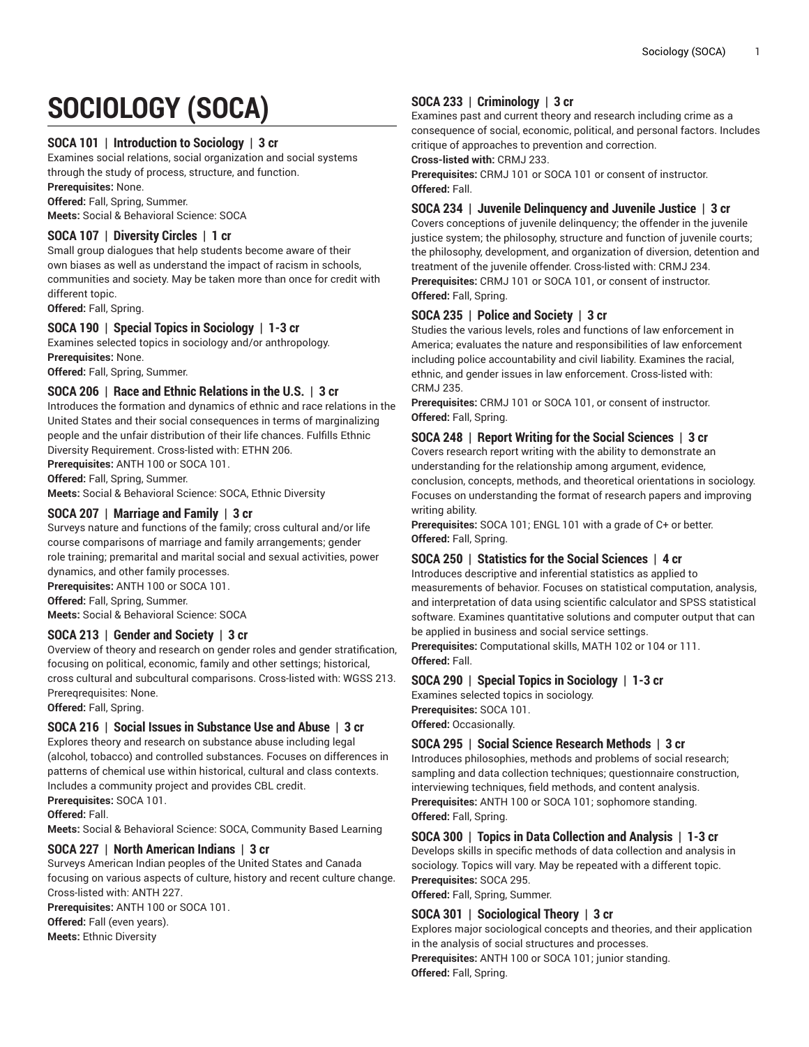# SOCIOLOGY (SOCA)

### SOCA 101 | Introduction to Sociology | 3 cr

Examines social relations, social organization and social systems through the study of process, structure, and function.

**Prerequisites:** None.

**Offered:** Fall, Spring, Summer.

**Meets:** Social & Behavioral Science: SOCA

### SOCA 107 | Diversity Circles | 1 cr

Small group dialogues that help students become aware of their own biases as well as understand the impact of racism in schools, communities and society. May be taken more than once for credit with different topic.

**Offered:** Fall, Spring.

### SOCA 190 | Special Topics in Sociology | 1-3 cr

Examines selected topics in sociology and/or anthropology.

**Prerequisites:** None.

**Offered:** Fall, Spring, Summer.

### SOCA 206 | Race and Ethnic Relations in the U.S. | 3 cr

Introduces the formation and dynamics of ethnic and race relations in the United States and their social consequences in terms of marginalizing people and the unfair distribution of their life chances. Fulfills Ethnic Diversity Requirement. Cross-listed with: ETHN 206.

**Prerequisites:** ANTH 100 or SOCA 101.

**Offered:** Fall, Spring, Summer.

**Meets:** Social & Behavioral Science: SOCA, Ethnic Diversity

### SOCA 207 | Marriage and Family | 3 cr

Surveys nature and functions of the family; cross cultural and/or life course comparisons of marriage and family arrangements; gender role training; premarital and marital social and sexual activities, power dynamics, and other family processes.

**Prerequisites:** ANTH 100 or SOCA 101.

**Offered:** Fall, Spring, Summer.

**Meets:** Social & Behavioral Science: SOCA

### SOCA 213 | Gender and Society | 3 cr

Overview of theory and research on gender roles and gender stratification, focusing on political, economic, family and other settings; historical, cross cultural and subcultural comparisons. Cross-listed with: WGSS 213. Prereqrequisites: None.

**Offered:** Fall, Spring.

### SOCA 216 | Social Issues in Substance Use and Abuse | 3 cr

Explores theory and research on substance abuse including legal (alcohol, tobacco) and controlled substances. Focuses on differences in patterns of chemical use within historical, cultural and class contexts. Includes a community project and provides CBL credit.

**Prerequisites:** SOCA 101.

**Offered:** Fall.

**Meets:** Social & Behavioral Science: SOCA, Community Based Learning

### SOCA 227 | North American Indians | 3 cr

Surveys American Indian peoples of the United States and Canada focusing on various aspects of culture, history and recent culture change. Cross-listed with: ANTH 227.

**Prerequisites:** ANTH 100 or SOCA 101.

**Offered:** Fall (even years).

**Meets:** Ethnic Diversity

### SOCA 233 | Criminology | 3 cr

Examines past and current theory and research including crime as a consequence of social, economic, political, and personal factors. Includes critique of approaches to prevention and correction.

**Cross-listed with:** CRMJ 233.

**Prerequisites:** CRMJ 101 or SOCA 101 or consent of instructor.

**Offered:** Fall.

### SOCA 234 | Juvenile Delinquency and Juvenile Justice | 3 cr

Covers conceptions of juvenile delinquency; the offender in the juvenile justice system; the philosophy, structure and function of juvenile courts; the philosophy, development, and organization of diversion, detention and treatment of the juvenile offender. Cross-listed with: CRMJ 234.

**Prerequisites:** CRMJ 101 or SOCA 101, or consent of instructor.

**Offered:** Fall, Spring.

### SOCA 235 | Police and Society | 3 cr

Studies the various levels, roles and functions of law enforcement in America; evaluates the nature and responsibilities of law enforcement including police accountability and civil liability. Examines the racial, ethnic, and gender issues in law enforcement. Cross-listed with: CRMJ 235.

**Prerequisites:** CRMJ 101 or SOCA 101, or consent of instructor.

**Offered:** Fall, Spring.

### SOCA 248 | Report Writing for the Social Sciences | 3 cr

Covers research report writing with the ability to demonstrate an understanding for the relationship among argument, evidence, conclusion, concepts, methods, and theoretical orientations in sociology. Focuses on understanding the format of research papers and improving writing ability.

**Prerequisites:** SOCA 101; ENGL 101 with a grade of C+ or better.

**Offered:** Fall, Spring.

### SOCA 250 | Statistics for the Social Sciences | 4 cr

Introduces descriptive and inferential statistics as applied to measurements of behavior. Focuses on statistical computation, analysis, and interpretation of data using scientific calculator and SPSS statistical software. Examines quantitative solutions and computer output that can be applied in business and social service settings.

**Prerequisites:** Computational skills, MATH 102 or 104 or 111.

**Offered:** Fall.

### SOCA 290 | Special Topics in Sociology | 1-3 cr

Examines selected topics in sociology.

**Prerequisites:** SOCA 101.

**Offered:** Occasionally.

### SOCA 295 | Social Science Research Methods | 3 cr

Introduces philosophies, methods and problems of social research; sampling and data collection techniques; questionnaire construction, interviewing techniques, field methods, and content analysis.

**Prerequisites:** ANTH 100 or SOCA 101; sophomore standing.

**Offered:** Fall, Spring.

### SOCA 300 | Topics in Data Collection and Analysis | 1-3 cr

Develops skills in specific methods of data collection and analysis in sociology. Topics will vary. May be repeated with a different topic.

**Prerequisites:** SOCA 295.

**Offered:** Fall, Spring, Summer.

### SOCA 301 | Sociological Theory | 3 cr

Explores major sociological concepts and theories, and their application in the analysis of social structures and processes.

**Prerequisites:** ANTH 100 or SOCA 101; junior standing.

**Offered:** Fall, Spring.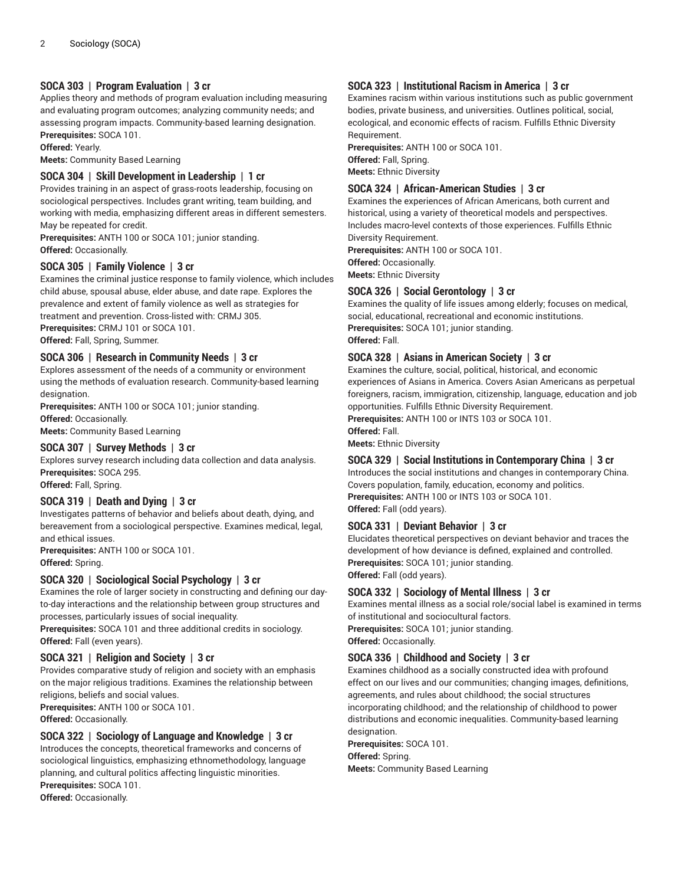### SOCA 303 | Program Evaluation | 3 cr

Applies theory and methods of program evaluation including measuring and evaluating program outcomes; analyzing community needs; and assessing program impacts. Community-based learning designation.

**Prerequisites:** SOCA 101.

**Offered:** Yearly.

**Meets:** Community Based Learning

### SOCA 304 | Skill Development in Leadership | 1 cr

Provides training in an aspect of grass-roots leadership, focusing on sociological perspectives. Includes grant writing, team building, and working with media, emphasizing different areas in different semesters. May be repeated for credit.

**Prerequisites:** ANTH 100 or SOCA 101; junior standing.

**Offered:** Occasionally.

### SOCA 305 | Family Violence | 3 cr

Examines the criminal justice response to family violence, which includes child abuse, spousal abuse, elder abuse, and date rape. Explores the prevalence and extent of family violence as well as strategies for treatment and prevention. Cross-listed with: CRMJ 305.

**Prerequisites:** CRMJ 101 or SOCA 101.

**Offered:** Fall, Spring, Summer.

### SOCA 306 | Research in Community Needs | 3 cr

Explores assessment of the needs of a community or environment using the methods of evaluation research. Community-based learning designation.

**Prerequisites:** ANTH 100 or SOCA 101; junior standing.

**Offered:** Occasionally.

**Meets:** Community Based Learning

### SOCA 307 | Survey Methods | 3 cr

Explores survey research including data collection and data analysis.

**Prerequisites:** SOCA 295.

**Offered:** Fall, Spring.

### SOCA 319 | Death and Dying | 3 cr

Investigates patterns of behavior and beliefs about death, dying, and bereavement from a sociological perspective. Examines medical, legal, and ethical issues.

**Prerequisites:** ANTH 100 or SOCA 101.

**Offered:** Spring.

### SOCA 320 | Sociological Social Psychology | 3 cr

Examines the role of larger society in constructing and defining our day-to-day interactions and the relationship between group structures and processes, particularly issues of social inequality.

**Prerequisites:** SOCA 101 and three additional credits in sociology.

**Offered:** Fall (even years).

### SOCA 321 | Religion and Society | 3 cr

Provides comparative study of religion and society with an emphasis on the major religious traditions. Examines the relationship between religions, beliefs and social values.

**Prerequisites:** ANTH 100 or SOCA 101.

**Offered:** Occasionally.

### SOCA 322 | Sociology of Language and Knowledge | 3 cr

Introduces the concepts, theoretical frameworks and concerns of sociological linguistics, emphasizing ethnomethodology, language planning, and cultural politics affecting linguistic minorities.

**Prerequisites:** SOCA 101.

**Offered:** Occasionally.

### SOCA 323 | Institutional Racism in America | 3 cr

Examines racism within various institutions such as public government bodies, private business, and universities. Outlines political, social, ecological, and economic effects of racism. Fulfills Ethnic Diversity Requirement.

**Prerequisites:** ANTH 100 or SOCA 101.

**Offered:** Fall, Spring.

**Meets:** Ethnic Diversity

### SOCA 324 | African-American Studies | 3 cr

Examines the experiences of African Americans, both current and historical, using a variety of theoretical models and perspectives. Includes macro-level contexts of those experiences. Fulfills Ethnic Diversity Requirement.

**Prerequisites:** ANTH 100 or SOCA 101.

**Offered:** Occasionally.

**Meets:** Ethnic Diversity

### SOCA 326 | Social Gerontology | 3 cr

Examines the quality of life issues among elderly; focuses on medical, social, educational, recreational and economic institutions.

**Prerequisites:** SOCA 101; junior standing.

**Offered:** Fall.

### SOCA 328 | Asians in American Society | 3 cr

Examines the culture, social, political, historical, and economic experiences of Asians in America. Covers Asian Americans as perpetual foreigners, racism, immigration, citizenship, language, education and job opportunities. Fulfills Ethnic Diversity Requirement.

**Prerequisites:** ANTH 100 or INTS 103 or SOCA 101.

**Offered:** Fall.

**Meets:** Ethnic Diversity

### SOCA 329 | Social Institutions in Contemporary China | 3 cr

Introduces the social institutions and changes in contemporary China. Covers population, family, education, economy and politics.

**Prerequisites:** ANTH 100 or INTS 103 or SOCA 101.

**Offered:** Fall (odd years).

### SOCA 331 | Deviant Behavior | 3 cr

Elucidates theoretical perspectives on deviant behavior and traces the development of how deviance is defined, explained and controlled.

**Prerequisites:** SOCA 101; junior standing.

**Offered:** Fall (odd years).

### SOCA 332 | Sociology of Mental Illness | 3 cr

Examines mental illness as a social role/social label is examined in terms of institutional and sociocultural factors.

**Prerequisites:** SOCA 101; junior standing.

**Offered:** Occasionally.

### SOCA 336 | Childhood and Society | 3 cr

Examines childhood as a socially constructed idea with profound effect on our lives and our communities; changing images, definitions, agreements, and rules about childhood; the social structures incorporating childhood; and the relationship of childhood to power distributions and economic inequalities. Community-based learning designation.

**Prerequisites:** SOCA 101.

**Offered:** Spring.

**Meets:** Community Based Learning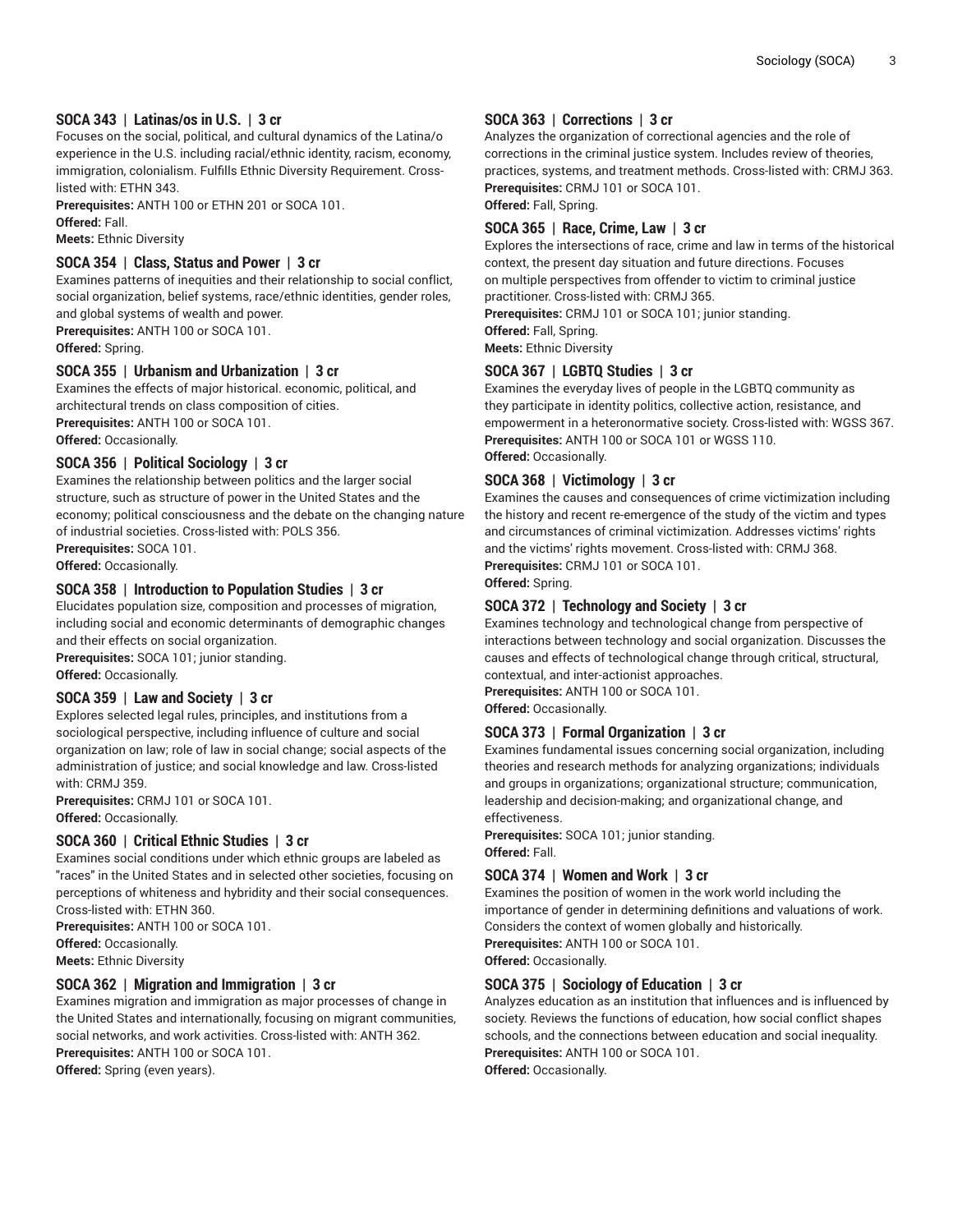### SOCA 343 | Latinas/os in U.S. | 3 cr

Focuses on the social, political, and cultural dynamics of the Latina/o experience in the U.S. including racial/ethnic identity, racism, economy, immigration, colonialism. Fulfills Ethnic Diversity Requirement. Cross-listed with: ETHN 343.

**Prerequisites:** ANTH 100 or ETHN 201 or SOCA 101.
**Offered:** Fall.
**Meets:** Ethnic Diversity

### SOCA 354 | Class, Status and Power | 3 cr

Examines patterns of inequities and their relationship to social conflict, social organization, belief systems, race/ethnic identities, gender roles, and global systems of wealth and power.

**Prerequisites:** ANTH 100 or SOCA 101.
**Offered:** Spring.

### SOCA 355 | Urbanism and Urbanization | 3 cr

Examines the effects of major historical. economic, political, and architectural trends on class composition of cities.

**Prerequisites:** ANTH 100 or SOCA 101.
**Offered:** Occasionally.

### SOCA 356 | Political Sociology | 3 cr

Examines the relationship between politics and the larger social structure, such as structure of power in the United States and the economy; political consciousness and the debate on the changing nature of industrial societies. Cross-listed with: POLS 356.

**Prerequisites:** SOCA 101.
**Offered:** Occasionally.

### SOCA 358 | Introduction to Population Studies | 3 cr

Elucidates population size, composition and processes of migration, including social and economic determinants of demographic changes and their effects on social organization.

**Prerequisites:** SOCA 101; junior standing.
**Offered:** Occasionally.

### SOCA 359 | Law and Society | 3 cr

Explores selected legal rules, principles, and institutions from a sociological perspective, including influence of culture and social organization on law; role of law in social change; social aspects of the administration of justice; and social knowledge and law. Cross-listed with: CRMJ 359.

**Prerequisites:** CRMJ 101 or SOCA 101.
**Offered:** Occasionally.

### SOCA 360 | Critical Ethnic Studies | 3 cr

Examines social conditions under which ethnic groups are labeled as "races" in the United States and in selected other societies, focusing on perceptions of whiteness and hybridity and their social consequences. Cross-listed with: ETHN 360.

**Prerequisites:** ANTH 100 or SOCA 101.
**Offered:** Occasionally.
**Meets:** Ethnic Diversity

### SOCA 362 | Migration and Immigration | 3 cr

Examines migration and immigration as major processes of change in the United States and internationally, focusing on migrant communities, social networks, and work activities. Cross-listed with: ANTH 362.

**Prerequisites:** ANTH 100 or SOCA 101.
**Offered:** Spring (even years).

### SOCA 363 | Corrections | 3 cr

Analyzes the organization of correctional agencies and the role of corrections in the criminal justice system. Includes review of theories, practices, systems, and treatment methods. Cross-listed with: CRMJ 363.

**Prerequisites:** CRMJ 101 or SOCA 101.
**Offered:** Fall, Spring.

### SOCA 365 | Race, Crime, Law | 3 cr

Explores the intersections of race, crime and law in terms of the historical context, the present day situation and future directions. Focuses on multiple perspectives from offender to victim to criminal justice practitioner. Cross-listed with: CRMJ 365.

**Prerequisites:** CRMJ 101 or SOCA 101; junior standing.
**Offered:** Fall, Spring.
**Meets:** Ethnic Diversity

### SOCA 367 | LGBTQ Studies | 3 cr

Examines the everyday lives of people in the LGBTQ community as they participate in identity politics, collective action, resistance, and empowerment in a heteronormative society. Cross-listed with: WGSS 367.

**Prerequisites:** ANTH 100 or SOCA 101 or WGSS 110.
**Offered:** Occasionally.

### SOCA 368 | Victimology | 3 cr

Examines the causes and consequences of crime victimization including the history and recent re-emergence of the study of the victim and types and circumstances of criminal victimization. Addresses victims' rights and the victims' rights movement. Cross-listed with: CRMJ 368.

**Prerequisites:** CRMJ 101 or SOCA 101.
**Offered:** Spring.

### SOCA 372 | Technology and Society | 3 cr

Examines technology and technological change from perspective of interactions between technology and social organization. Discusses the causes and effects of technological change through critical, structural, contextual, and inter-actionist approaches.

**Prerequisites:** ANTH 100 or SOCA 101.
**Offered:** Occasionally.

### SOCA 373 | Formal Organization | 3 cr

Examines fundamental issues concerning social organization, including theories and research methods for analyzing organizations; individuals and groups in organizations; organizational structure; communication, leadership and decision-making; and organizational change, and effectiveness.

**Prerequisites:** SOCA 101; junior standing.
**Offered:** Fall.

### SOCA 374 | Women and Work | 3 cr

Examines the position of women in the work world including the importance of gender in determining definitions and valuations of work. Considers the context of women globally and historically.

**Prerequisites:** ANTH 100 or SOCA 101.
**Offered:** Occasionally.

### SOCA 375 | Sociology of Education | 3 cr

Analyzes education as an institution that influences and is influenced by society. Reviews the functions of education, how social conflict shapes schools, and the connections between education and social inequality.

**Prerequisites:** ANTH 100 or SOCA 101.
**Offered:** Occasionally.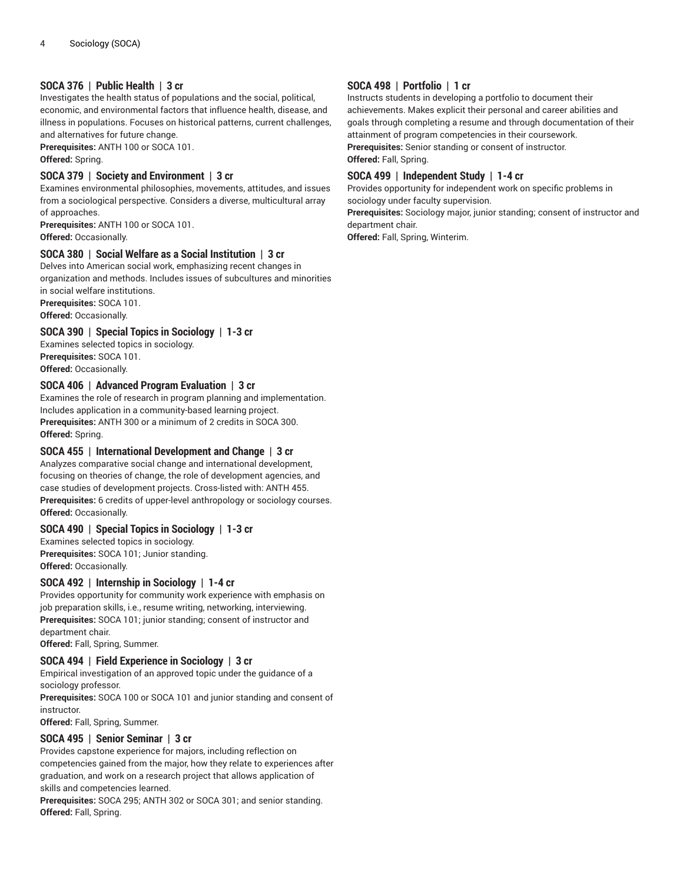### SOCA 376 | Public Health | 3 cr

Investigates the health status of populations and the social, political, economic, and environmental factors that influence health, disease, and illness in populations. Focuses on historical patterns, current challenges, and alternatives for future change.

**Prerequisites:** ANTH 100 or SOCA 101.

**Offered:** Spring.

### SOCA 379 | Society and Environment | 3 cr

Examines environmental philosophies, movements, attitudes, and issues from a sociological perspective. Considers a diverse, multicultural array of approaches.

**Prerequisites:** ANTH 100 or SOCA 101.

**Offered:** Occasionally.

### SOCA 380 | Social Welfare as a Social Institution | 3 cr

Delves into American social work, emphasizing recent changes in organization and methods. Includes issues of subcultures and minorities in social welfare institutions.

**Prerequisites:** SOCA 101.

**Offered:** Occasionally.

### SOCA 390 | Special Topics in Sociology | 1-3 cr

Examines selected topics in sociology.

**Prerequisites:** SOCA 101.

**Offered:** Occasionally.

### SOCA 406 | Advanced Program Evaluation | 3 cr

Examines the role of research in program planning and implementation. Includes application in a community-based learning project.

**Prerequisites:** ANTH 300 or a minimum of 2 credits in SOCA 300.

**Offered:** Spring.

### SOCA 455 | International Development and Change | 3 cr

Analyzes comparative social change and international development, focusing on theories of change, the role of development agencies, and case studies of development projects. Cross-listed with: ANTH 455.

**Prerequisites:** 6 credits of upper-level anthropology or sociology courses.

**Offered:** Occasionally.

### SOCA 490 | Special Topics in Sociology | 1-3 cr

Examines selected topics in sociology.

**Prerequisites:** SOCA 101; Junior standing.

**Offered:** Occasionally.

### SOCA 492 | Internship in Sociology | 1-4 cr

Provides opportunity for community work experience with emphasis on job preparation skills, i.e., resume writing, networking, interviewing.

**Prerequisites:** SOCA 101; junior standing; consent of instructor and department chair.

**Offered:** Fall, Spring, Summer.

### SOCA 494 | Field Experience in Sociology | 3 cr

Empirical investigation of an approved topic under the guidance of a sociology professor.

**Prerequisites:** SOCA 100 or SOCA 101 and junior standing and consent of instructor.

**Offered:** Fall, Spring, Summer.

### SOCA 495 | Senior Seminar | 3 cr

Provides capstone experience for majors, including reflection on competencies gained from the major, how they relate to experiences after graduation, and work on a research project that allows application of skills and competencies learned.

**Prerequisites:** SOCA 295; ANTH 302 or SOCA 301; and senior standing.

**Offered:** Fall, Spring.

### SOCA 498 | Portfolio | 1 cr

Instructs students in developing a portfolio to document their achievements. Makes explicit their personal and career abilities and goals through completing a resume and through documentation of their attainment of program competencies in their coursework.

**Prerequisites:** Senior standing or consent of instructor.

**Offered:** Fall, Spring.

### SOCA 499 | Independent Study | 1-4 cr

Provides opportunity for independent work on specific problems in sociology under faculty supervision.

**Prerequisites:** Sociology major, junior standing; consent of instructor and department chair.

**Offered:** Fall, Spring, Winterim.